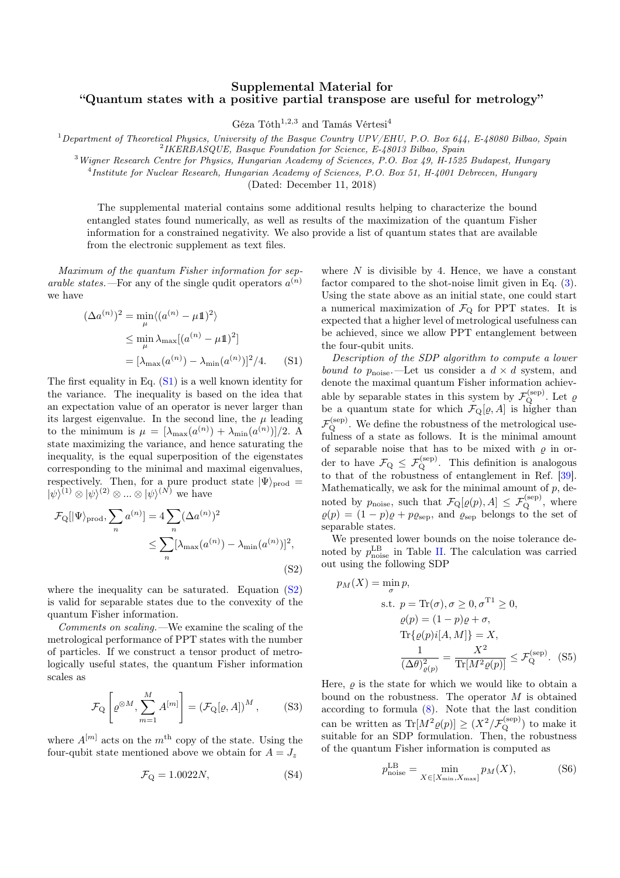# Supplemental Material for "Quantum states with a positive partial transpose are useful for metrology"

Géza Tóth[1,2,3] and Tamás Vértesi[4]

[1] *Department of Theoretical Physics, University of the Basque Country UPV/EHU, P.O. Box 644, E-48080 Bilbao, Spain*
[2] *IKERBASQUE, Basque Foundation for Science, E-48013 Bilbao, Spain*
[3] *Wigner Research Centre for Physics, Hungarian Academy of Sciences, P.O. Box 49, H-1525 Budapest, Hungary*
[4] *Institute for Nuclear Research, Hungarian Academy of Sciences, P.O. Box 51, H-4001 Debrecen, Hungary*

(Dated: December 11, 2018)

The supplemental material contains some additional results helping to characterize the bound entangled states found numerically, as well as results of the maximization of the quantum Fisher information for a constrained negativity. We also provide a list of quantum states that are available from the electronic supplement as text files.

*Maximum of the quantum Fisher information for separable states.*—For any of the single qudit operators $a^{(n)}$ we have

$$
\begin{aligned}
(\Delta a^{(n)})^2 &= \min_{\mu} \langle (a^{(n)} - \mu \mathbb{1})^2 \rangle \\
&\le \min_{\mu} \lambda_{\max}[(a^{(n)} - \mu \mathbb{1})^2] \\
&= [\lambda_{\max}(a^{(n)}) - \lambda_{\min}(a^{(n)})]^2/4. \qquad \text{(S1)}
\end{aligned}
$$

The first equality in Eq. (S1) is a well known identity for the variance. The inequality is based on the idea that an expectation value of an operator is never larger than its largest eigenvalue. In the second line, the $\mu$ leading to the minimum is $\mu = [\lambda_{\max}(a^{(n)}) + \lambda_{\min}(a^{(n)})]/2$. A state maximizing the variance, and hence saturating the inequality, is the equal superposition of the eigenstates corresponding to the minimal and maximal eigenvalues, respectively. Then, for a pure product state $|\Psi\rangle_{\rm prod} = |\psi\rangle^{(1)} \otimes |\psi\rangle^{(2)} \otimes ... \otimes |\psi\rangle^{(N)}$ we have

$$
\begin{aligned}
\mathcal{F}_{\rm Q}[|\Psi\rangle_{\rm prod}, \sum_n a^{(n)}] &= 4 \sum_n (\Delta a^{(n)})^2 \\
&\le \sum_n [\lambda_{\max}(a^{(n)}) - \lambda_{\min}(a^{(n)})]^2, \qquad \text{(S2)}
\end{aligned}
$$

where the inequality can be saturated. Equation (S2) is valid for separable states due to the convexity of the quantum Fisher information.

*Comments on scaling.*—We examine the scaling of the metrological performance of PPT states with the number of particles. If we construct a tensor product of metrologically useful states, the quantum Fisher information scales as

$$
\mathcal{F}_{\rm Q}\left[\varrho^{\otimes M}, \sum_{m=1}^{M} A^{[m]}\right] = \left(\mathcal{F}_{\rm Q}[\varrho, A]\right)^M, \qquad \text{(S3)}
$$

where $A^{[m]}$ acts on the $m^{\rm th}$ copy of the state. Using the four-qubit state mentioned above we obtain for $A = J_z$

$$
\mathcal{F}_{\rm Q} = 1.0022N, \qquad \text{(S4)}
$$

where $N$ is divisible by 4. Hence, we have a constant factor compared to the shot-noise limit given in Eq. (3). Using the state above as an initial state, one could start a numerical maximization of $\mathcal{F}_{\rm Q}$ for PPT states. It is expected that a higher level of metrological usefulness can be achieved, since we allow PPT entanglement between the four-qubit units.

*Description of the SDP algorithm to compute a lower bound to $p_{\rm noise}$.*—Let us consider a $d \times d$ system, and denote the maximal quantum Fisher information achievable by separable states in this system by $\mathcal{F}_{\rm Q}^{(\rm sep)}$. Let $\varrho$ be a quantum state for which $\mathcal{F}_{\rm Q}[\varrho, A]$ is higher than $\mathcal{F}_{\rm Q}^{(\rm sep)}$. We define the robustness of the metrological usefulness of a state as follows. It is the minimal amount of separable noise that has to be mixed with $\varrho$ in order to have $\mathcal{F}_{\rm Q} \le \mathcal{F}_{\rm Q}^{(\rm sep)}$. This definition is analogous to that of the robustness of entanglement in Ref. [39]. Mathematically, we ask for the minimal amount of $p$, denoted by $p_{\rm noise}$, such that $\mathcal{F}_{\rm Q}[\varrho(p), A] \le \mathcal{F}_{\rm Q}^{(\rm sep)}$, where $\varrho(p) = (1-p)\varrho + p\varrho_{\rm sep}$, and $\varrho_{\rm sep}$ belongs to the set of separable states.

We presented lower bounds on the noise tolerance denoted by $p_{\rm noise}^{\rm LB}$ in Table II. The calculation was carried out using the following SDP

$$
\begin{aligned}
p_M(X) = \min_{\sigma} & \; p, \\
\text{s.t. } & p = {\rm Tr}(\sigma), \sigma \ge 0, \sigma^{\rm T1} \ge 0, \\
& \varrho(p) = (1-p)\varrho + \sigma, \\
& {\rm Tr}\{\varrho(p) i[A, M]\} = X, \\
& \frac{1}{(\Delta\theta)^2_{\varrho(p)}} = \frac{X^2}{{\rm Tr}[M^2 \varrho(p)]} \le \mathcal{F}_{\rm Q}^{(\rm sep)}. \qquad \text{(S5)}
\end{aligned}
$$

Here, $\varrho$ is the state for which we would like to obtain a bound on the robustness. The operator $M$ is obtained according to formula (8). Note that the last condition can be written as ${\rm Tr}[M^2 \varrho(p)] \ge (X^2/\mathcal{F}_{\rm Q}^{(\rm sep)})$ to make it suitable for an SDP formulation. Then, the robustness of the quantum Fisher information is computed as

$$
p_{\rm noise}^{\rm LB} = \min_{X \in [X_{\min}, X_{\max}]} p_M(X), \qquad \text{(S6)}
$$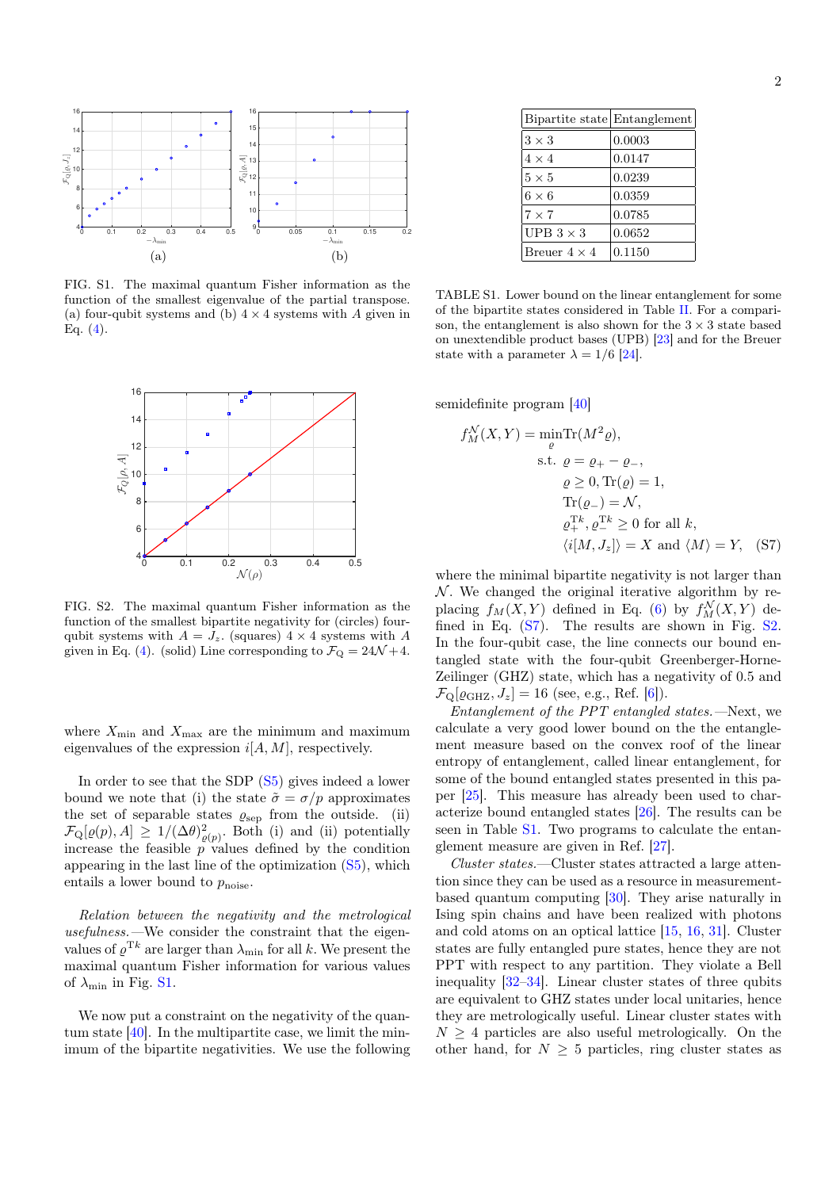FIG. S1. The maximal quantum Fisher information as the function of the smallest eigenvalue of the partial transpose. (a) four-qubit systems and (b) $4\times4$ systems with $A$ given in Eq. (4).

FIG. S2. The maximal quantum Fisher information as the function of the smallest bipartite negativity for (circles) four-qubit systems with $A=J_z$. (squares) $4\times4$ systems with $A$ given in Eq. (4). (solid) Line corresponding to $\mathcal{F}_Q = 24\mathcal{N}+4$.

where $X_{\min}$ and $X_{\max}$ are the minimum and maximum eigenvalues of the expression $i[A,M]$, respectively.

In order to see that the SDP (S5) gives indeed a lower bound we note that (i) the state $\tilde{\sigma}=\sigma/p$ approximates the set of separable states $\varrho_{\rm sep}$ from the outside. (ii) $\mathcal{F}_Q[\varrho(p),A] \geq 1/(\Delta\theta)^2_{\varrho(p)}$. Both (i) and (ii) potentially increase the feasible $p$ values defined by the condition appearing in the last line of the optimization (S5), which entails a lower bound to $p_{\rm noise}$.

*Relation between the negativity and the metrological usefulness.*—We consider the constraint that the eigenvalues of $\varrho^{{\rm T}k}$ are larger than $\lambda_{\min}$ for all $k$. We present the maximal quantum Fisher information for various values of $\lambda_{\min}$ in Fig. S1.

We now put a constraint on the negativity of the quantum state [40]. In the multipartite case, we limit the minimum of the bipartite negativities. We use the following semidefinite program [40]

$$
\begin{aligned}
f_M^{\mathcal{N}}(X,Y) = \min_{\varrho} & \,{\rm Tr}(M^2\varrho),\\
\text{s.t. } & \varrho = \varrho_+ - \varrho_-,\\
& \varrho \geq 0, {\rm Tr}(\varrho)=1,\\
& {\rm Tr}(\varrho_-) = \mathcal{N},\\
& \varrho_+^{{\rm T}k}, \varrho_-^{{\rm T}k} \geq 0 \text{ for all } k,\\
& \langle i[M,J_z]\rangle = X \text{ and } \langle M\rangle = Y, \qquad \text{(S7)}
\end{aligned}
$$

where the minimal bipartite negativity is not larger than $\mathcal{N}$. We changed the original iterative algorithm by replacing $f_M(X,Y)$ defined in Eq. (6) by $f_M^{\mathcal{N}}(X,Y)$ defined in Eq. (S7). The results are shown in Fig. S2. In the four-qubit case, the line connects our bound entangled state with the four-qubit Greenberger-Horne-Zeilinger (GHZ) state, which has a negativity of 0.5 and $\mathcal{F}_Q[\varrho_{\rm GHZ},J_z]=16$ (see, e.g., Ref. [6]).

| Bipartite state | Entanglement |
|---|---|
| $3\times3$ | 0.0003 |
| $4\times4$ | 0.0147 |
| $5\times5$ | 0.0239 |
| $6\times6$ | 0.0359 |
| $7\times7$ | 0.0785 |
| UPB $3\times3$ | 0.0652 |
| Breuer $4\times4$ | 0.1150 |

TABLE S1. Lower bound on the linear entanglement for some of the bipartite states considered in Table II. For a comparison, the entanglement is also shown for the $3\times3$ state based on unextendible product bases (UPB) [23] and for the Breuer state with a parameter $\lambda=1/6$ [24].

*Entanglement of the PPT entangled states.*—Next, we calculate a very good lower bound on the the entanglement measure based on the convex roof of the linear entropy of entanglement, called linear entanglement, for some of the bound entangled states presented in this paper [25]. This measure has already been used to characterize bound entangled states [26]. The results can be seen in Table S1. Two programs to calculate the entanglement measure are given in Ref. [27].

*Cluster states.*—Cluster states attracted a large attention since they can be used as a resource in measurement-based quantum computing [30]. They arise naturally in Ising spin chains and have been realized with photons and cold atoms on an optical lattice [15, 16, 31]. Cluster states are fully entangled pure states, hence they are not PPT with respect to any partition. They violate a Bell inequality [32–34]. Linear cluster states of three qubits are equivalent to GHZ states under local unitaries, hence they are metrologically useful. Linear cluster states with $N\geq4$ particles are also useful metrologically. On the other hand, for $N\geq5$ particles, ring cluster states as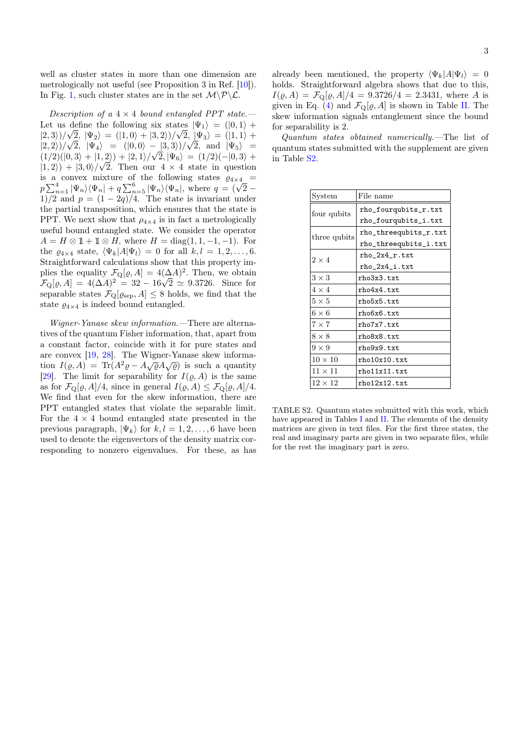well as cluster states in more than one dimension are metrologically not useful (see Proposition 3 in Ref. [10]). In Fig. 1, such cluster states are in the set $\mathcal{M}\backslash\mathcal{P}\backslash\mathcal{L}$.

*Description of a $4\times 4$ bound entangled PPT state.*—Let us define the following six states $|\Psi_1\rangle = (|0,1\rangle + |2,3\rangle)/\sqrt{2}$, $|\Psi_2\rangle = (|1,0\rangle + |3,2\rangle)/\sqrt{2}$, $|\Psi_3\rangle = (|1,1\rangle + |2,2\rangle)/\sqrt{2}$, $|\Psi_4\rangle = (|0,0\rangle - |3,3\rangle)/\sqrt{2}$, and $|\Psi_5\rangle = (1/2)(|0,3\rangle + |1,2\rangle) + |2,1\rangle/\sqrt{2}$, $|\Psi_6\rangle = (1/2)(-|0,3\rangle + |1,2\rangle) + |3,0\rangle/\sqrt{2}$. Then our $4\times 4$ state in question is a convex mixture of the following states $\varrho_{4\times 4} = p\sum_{n=1}^{4}|\Psi_n\rangle\langle\Psi_n| + q\sum_{n=5}^{6}|\Psi_n\rangle\langle\Psi_n|$, where $q = (\sqrt{2}-1)/2$ and $p = (1-2q)/4$. The state is invariant under the partial transposition, which ensures that the state is PPT. We next show that $\rho_{4\times 4}$ is in fact a metrologically useful bound entangled state. We consider the operator $A = H\otimes\mathbb{1} + \mathbb{1}\otimes H$, where $H = \mathrm{diag}(1,1,-1,-1)$. For the $\varrho_{4\times 4}$ state, $\langle\Psi_k|A|\Psi_l\rangle = 0$ for all $k,l = 1,2,\ldots,6$. Straightforward calculations show that this property implies the equality $\mathcal{F}_{\mathrm{Q}}[\varrho, A] = 4(\Delta A)^2$. Then, we obtain $\mathcal{F}_{\mathrm{Q}}[\varrho, A] = 4(\Delta A)^2 = 32 - 16\sqrt{2} \simeq 9.3726$. Since for separable states $\mathcal{F}_{\mathrm{Q}}[\varrho_{\mathrm{sep}}, A] \le 8$ holds, we find that the state $\varrho_{4\times 4}$ is indeed bound entangled.

*Wigner-Yanase skew information.*—There are alternatives of the quantum Fisher information, that, apart from a constant factor, coincide with it for pure states and are convex [19, 28]. The Wigner-Yanase skew information $I(\varrho, A) = \mathrm{Tr}(A^2\varrho - A\sqrt{\varrho}A\sqrt{\varrho})$ is such a quantity [29]. The limit for separability for $I(\varrho, A)$ is the same as for $\mathcal{F}_{\mathrm{Q}}[\varrho, A]/4$, since in general $I(\varrho, A) \le \mathcal{F}_{\mathrm{Q}}[\varrho, A]/4$. We find that even for the skew information, there are PPT entangled states that violate the separable limit. For the $4\times 4$ bound entangled state presented in the previous paragraph, $|\Psi_k\rangle$ for $k,l = 1,2,\ldots,6$ have been used to denote the eigenvectors of the density matrix corresponding to nonzero eigenvalues. For these, as has already been mentioned, the property $\langle\Psi_k|A|\Psi_l\rangle = 0$ holds. Straightforward algebra shows that due to this, $I(\varrho, A) = \mathcal{F}_{\mathrm{Q}}[\varrho, A]/4 = 9.3726/4 = 2.3431$, where $A$ is given in Eq. (4) and $\mathcal{F}_{\mathrm{Q}}[\varrho, A]$ is shown in Table II. The skew information signals entanglement since the bound for separability is 2.

*Quantum states obtained numerically.*—The list of quantum states submitted with the supplement are given in Table S2.

| System | File name |
|---|---|
| four qubits | rho_fourqubits_r.txt<br>rho_fourqubits_i.txt |
| three qubits | rho_threequbits_r.txt<br>rho_threequbits_i.txt |
| $2\times 4$ | rho_2x4_r.txt<br>rho_2x4_i.txt |
| $3\times 3$ | rho3x3.txt |
| $4\times 4$ | rho4x4.txt |
| $5\times 5$ | rho5x5.txt |
| $6\times 6$ | rho6x6.txt |
| $7\times 7$ | rho7x7.txt |
| $8\times 8$ | rho8x8.txt |
| $9\times 9$ | rho9x9.txt |
| $10\times 10$ | rho10x10.txt |
| $11\times 11$ | rho11x11.txt |
| $12\times 12$ | rho12x12.txt |

TABLE S2. Quantum states submitted with this work, which have appeared in Tables I and II. The elements of the density matrices are given in text files. For the first three states, the real and imaginary parts are given in two separate files, while for the rest the imaginary part is zero.